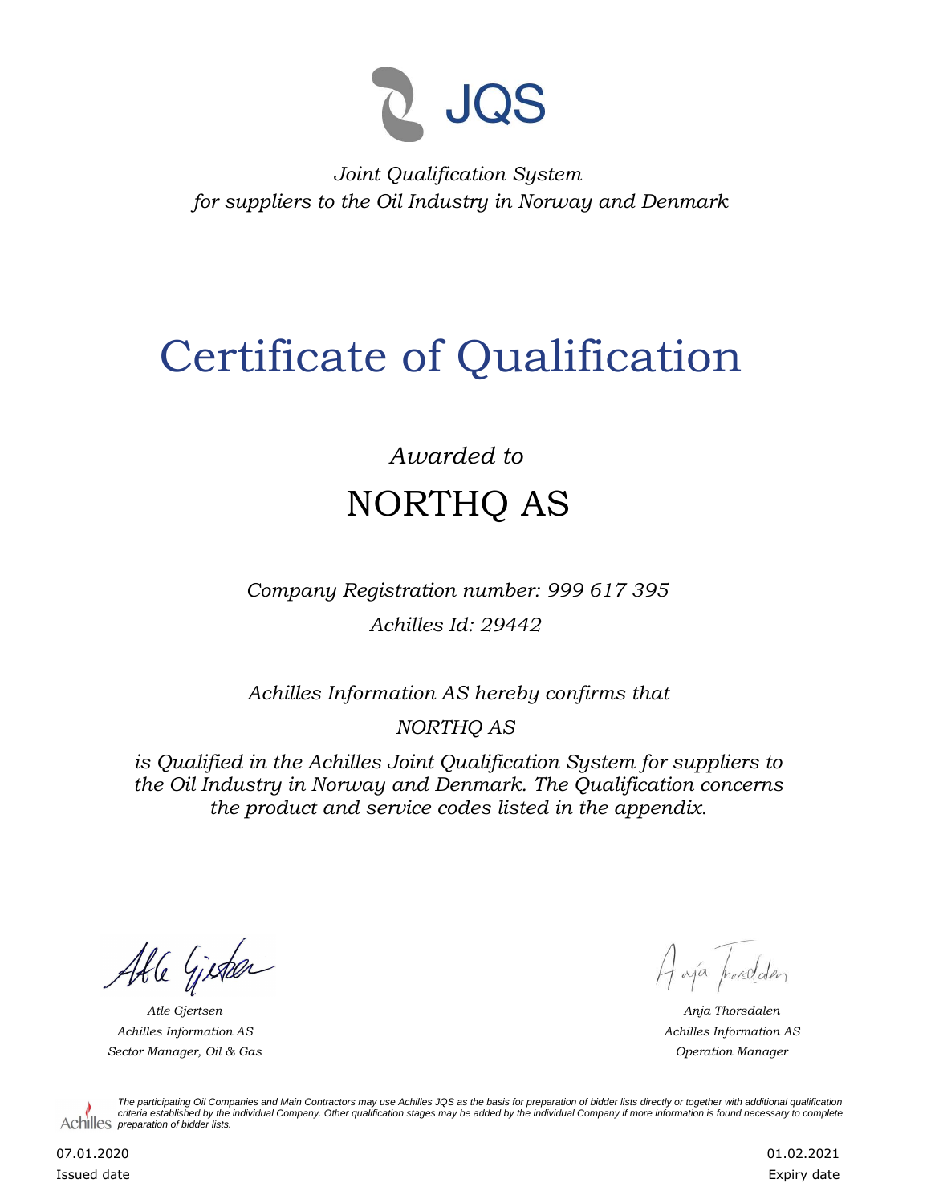JQS

*Joint Qualification System*
*for suppliers to the Oil Industry in Norway and Denmark*

# Certificate of Qualification

*Awarded to*

## NORTHQ AS

*Company Registration number: 999 617 395*

*Achilles Id: 29442*

*Achilles Information AS hereby confirms that*

*NORTHQ AS*

*is Qualified in the Achilles Joint Qualification System for suppliers to the Oil Industry in Norway and Denmark. The Qualification concerns the product and service codes listed in the appendix.*

*Atle Gjertsen*
*Achilles Information AS*
*Sector Manager, Oil & Gas*

*Anja Thorsdalen*
*Achilles Information AS*
*Operation Manager*

*The participating Oil Companies and Main Contractors may use Achilles JQS as the basis for preparation of bidder lists directly or together with additional qualification criteria established by the individual Company. Other qualification stages may be added by the individual Company if more information is found necessary to complete preparation of bidder lists.*

07.01.2020
Issued date

01.02.2021
Expiry date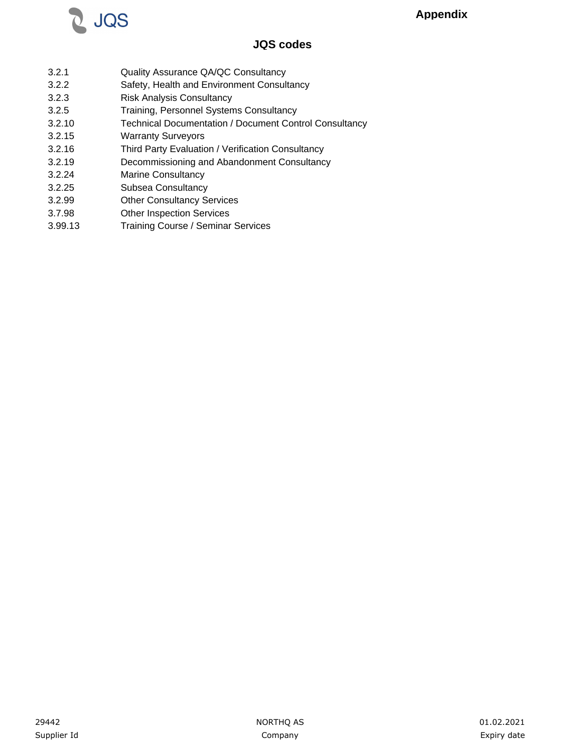## Appendix

## JQS codes

| | |
|---|---|
| 3.2.1 | Quality Assurance QA/QC Consultancy |
| 3.2.2 | Safety, Health and Environment Consultancy |
| 3.2.3 | Risk Analysis Consultancy |
| 3.2.5 | Training, Personnel Systems Consultancy |
| 3.2.10 | Technical Documentation / Document Control Consultancy |
| 3.2.15 | Warranty Surveyors |
| 3.2.16 | Third Party Evaluation / Verification Consultancy |
| 3.2.19 | Decommissioning and Abandonment Consultancy |
| 3.2.24 | Marine Consultancy |
| 3.2.25 | Subsea Consultancy |
| 3.2.99 | Other Consultancy Services |
| 3.7.98 | Other Inspection Services |
| 3.99.13 | Training Course / Seminar Services |

| Supplier Id | Company | Expiry date |
|---|---|---|
| 29442 | NORTHQ AS | 01.02.2021 |